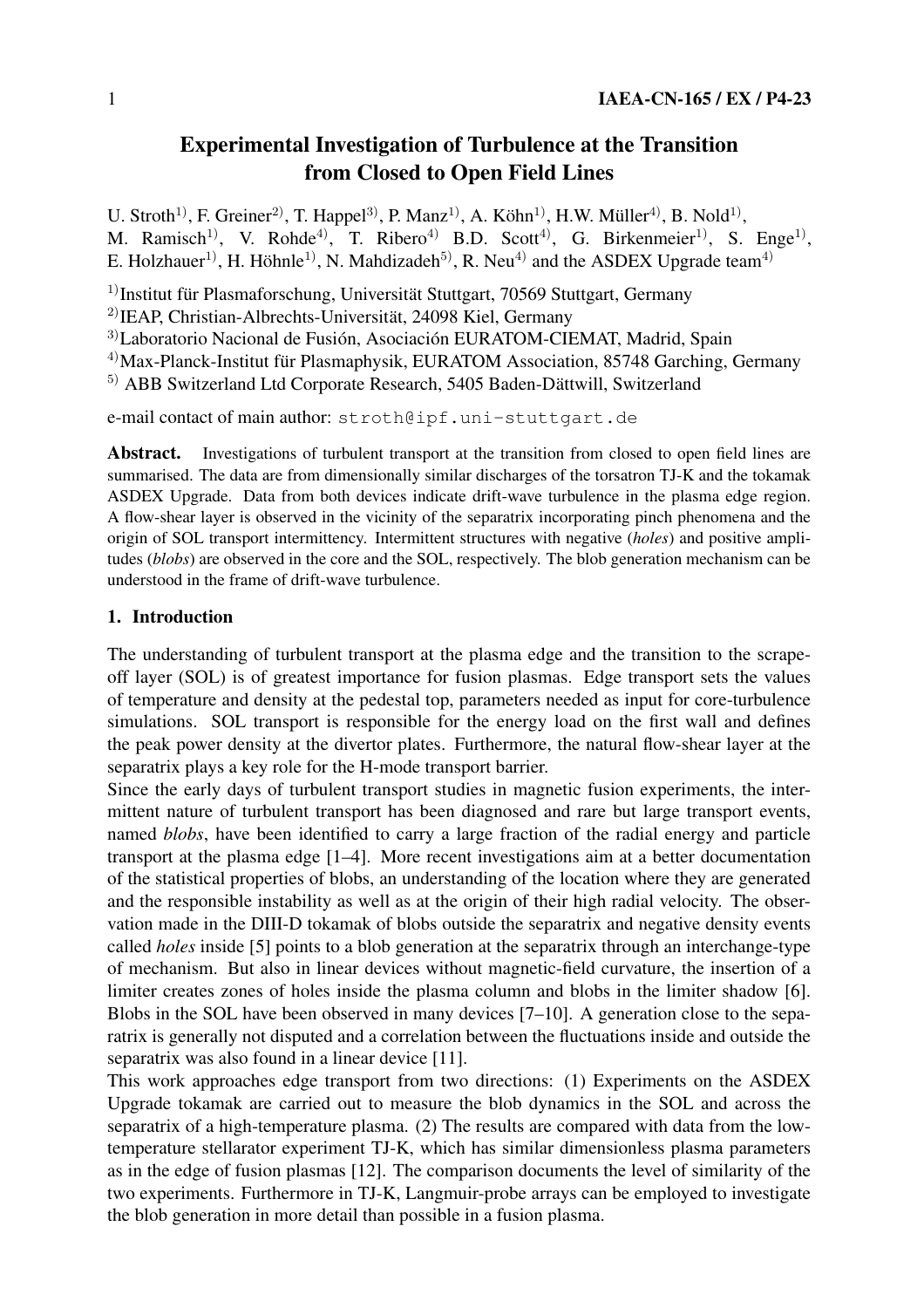# Experimental Investigation of Turbulence at the Transition from Closed to Open Field Lines

U. Stroth[1], F. Greiner[2], T. Happel[3], P. Manz[1], A. Köhn[1], H.W. Müller[4], B. Nold[1], M. Ramisch[1], V. Rohde[4], T. Ribero[4] B.D. Scott[4], G. Birkenmeier[1], S. Enge[1], E. Holzhauer[1], H. Höhnle[1], N. Mahdizadeh[5], R. Neu[4] and the ASDEX Upgrade team[4]

[1] Institut für Plasmaforschung, Universität Stuttgart, 70569 Stuttgart, Germany
[2] IEAP, Christian-Albrechts-Universität, 24098 Kiel, Germany
[3] Laboratorio Nacional de Fusión, Asociación EURATOM-CIEMAT, Madrid, Spain
[4] Max-Planck-Institut für Plasmaphysik, EURATOM Association, 85748 Garching, Germany
[5] ABB Switzerland Ltd Corporate Research, 5405 Baden-Dättwill, Switzerland

e-mail contact of main author: stroth@ipf.uni-stuttgart.de

**Abstract.** Investigations of turbulent transport at the transition from closed to open field lines are summarised. The data are from dimensionally similar discharges of the torsatron TJ-K and the tokamak ASDEX Upgrade. Data from both devices indicate drift-wave turbulence in the plasma edge region. A flow-shear layer is observed in the vicinity of the separatrix incorporating pinch phenomena and the origin of SOL transport intermittency. Intermittent structures with negative (*holes*) and positive amplitudes (*blobs*) are observed in the core and the SOL, respectively. The blob generation mechanism can be understood in the frame of drift-wave turbulence.

## 1. Introduction

The understanding of turbulent transport at the plasma edge and the transition to the scrape-off layer (SOL) is of greatest importance for fusion plasmas. Edge transport sets the values of temperature and density at the pedestal top, parameters needed as input for core-turbulence simulations. SOL transport is responsible for the energy load on the first wall and defines the peak power density at the divertor plates. Furthermore, the natural flow-shear layer at the separatrix plays a key role for the H-mode transport barrier.

Since the early days of turbulent transport studies in magnetic fusion experiments, the intermittent nature of turbulent transport has been diagnosed and rare but large transport events, named *blobs*, have been identified to carry a large fraction of the radial energy and particle transport at the plasma edge [1–4]. More recent investigations aim at a better documentation of the statistical properties of blobs, an understanding of the location where they are generated and the responsible instability as well as at the origin of their high radial velocity. The observation made in the DIII-D tokamak of blobs outside the separatrix and negative density events called *holes* inside [5] points to a blob generation at the separatrix through an interchange-type of mechanism. But also in linear devices without magnetic-field curvature, the insertion of a limiter creates zones of holes inside the plasma column and blobs in the limiter shadow [6]. Blobs in the SOL have been observed in many devices [7–10]. A generation close to the separatrix is generally not disputed and a correlation between the fluctuations inside and outside the separatrix was also found in a linear device [11].

This work approaches edge transport from two directions: (1) Experiments on the ASDEX Upgrade tokamak are carried out to measure the blob dynamics in the SOL and across the separatrix of a high-temperature plasma. (2) The results are compared with data from the low-temperature stellarator experiment TJ-K, which has similar dimensionless plasma parameters as in the edge of fusion plasmas [12]. The comparison documents the level of similarity of the two experiments. Furthermore in TJ-K, Langmuir-probe arrays can be employed to investigate the blob generation in more detail than possible in a fusion plasma.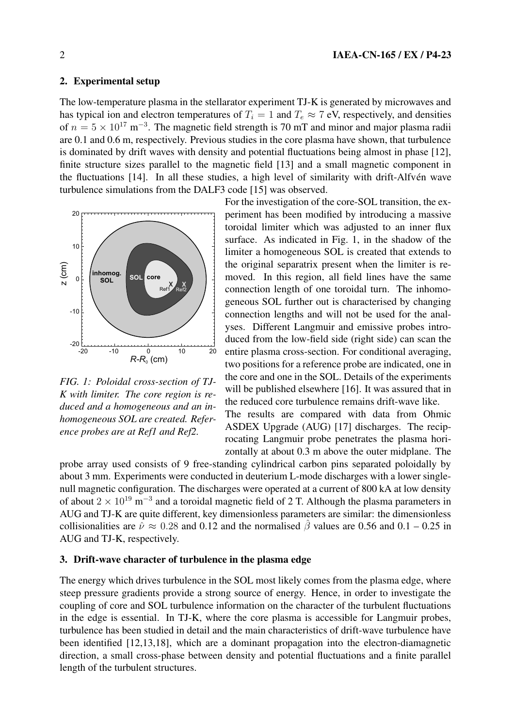## 2. Experimental setup

The low-temperature plasma in the stellarator experiment TJ-K is generated by microwaves and has typical ion and electron temperatures of $T_i = 1$ and $T_e \approx 7$ eV, respectively, and densities of $n = 5 \times 10^{17}$ m$^{-3}$. The magnetic field strength is 70 mT and minor and major plasma radii are 0.1 and 0.6 m, respectively. Previous studies in the core plasma have shown, that turbulence is dominated by drift waves with density and potential fluctuations being almost in phase [12], finite structure sizes parallel to the magnetic field [13] and a small magnetic component in the fluctuations [14]. In all these studies, a high level of similarity with drift-Alfvén wave turbulence simulations from the DALF3 code [15] was observed.

*FIG. 1: Poloidal cross-section of TJ-K with limiter. The core region is reduced and a homogeneous and an inhomogeneous SOL are created. Reference probes are at Ref1 and Ref2.*

For the investigation of the core-SOL transition, the experiment has been modified by introducing a massive toroidal limiter which was adjusted to an inner flux surface. As indicated in Fig. 1, in the shadow of the limiter a homogeneous SOL is created that extends to the original separatrix present when the limiter is removed. In this region, all field lines have the same connection length of one toroidal turn. The inhomogeneous SOL further out is characterised by changing connection lengths and will not be used for the analyses. Different Langmuir and emissive probes introduced from the low-field side (right side) can scan the entire plasma cross-section. For conditional averaging, two positions for a reference probe are indicated, one in the core and one in the SOL. Details of the experiments will be published elsewhere [16]. It was assured that in the reduced core turbulence remains drift-wave like.

The results are compared with data from Ohmic ASDEX Upgrade (AUG) [17] discharges. The reciprocating Langmuir probe penetrates the plasma horizontally at about 0.3 m above the outer midplane. The probe array used consists of 9 free-standing cylindrical carbon pins separated poloidally by about 3 mm. Experiments were conducted in deuterium L-mode discharges with a lower single-null magnetic configuration. The discharges were operated at a current of 800 kA at low density of about $2 \times 10^{19}$ m$^{-3}$ and a toroidal magnetic field of 2 T. Although the plasma parameters in AUG and TJ-K are quite different, key dimensionless parameters are similar: the dimensionless collisionalities are $\hat{\nu} \approx 0.28$ and 0.12 and the normalised $\hat{\beta}$ values are 0.56 and 0.1 – 0.25 in AUG and TJ-K, respectively.

## 3. Drift-wave character of turbulence in the plasma edge

The energy which drives turbulence in the SOL most likely comes from the plasma edge, where steep pressure gradients provide a strong source of energy. Hence, in order to investigate the coupling of core and SOL turbulence information on the character of the turbulent fluctuations in the edge is essential. In TJ-K, where the core plasma is accessible for Langmuir probes, turbulence has been studied in detail and the main characteristics of drift-wave turbulence have been identified [12,13,18], which are a dominant propagation into the electron-diamagnetic direction, a small cross-phase between density and potential fluctuations and a finite parallel length of the turbulent structures.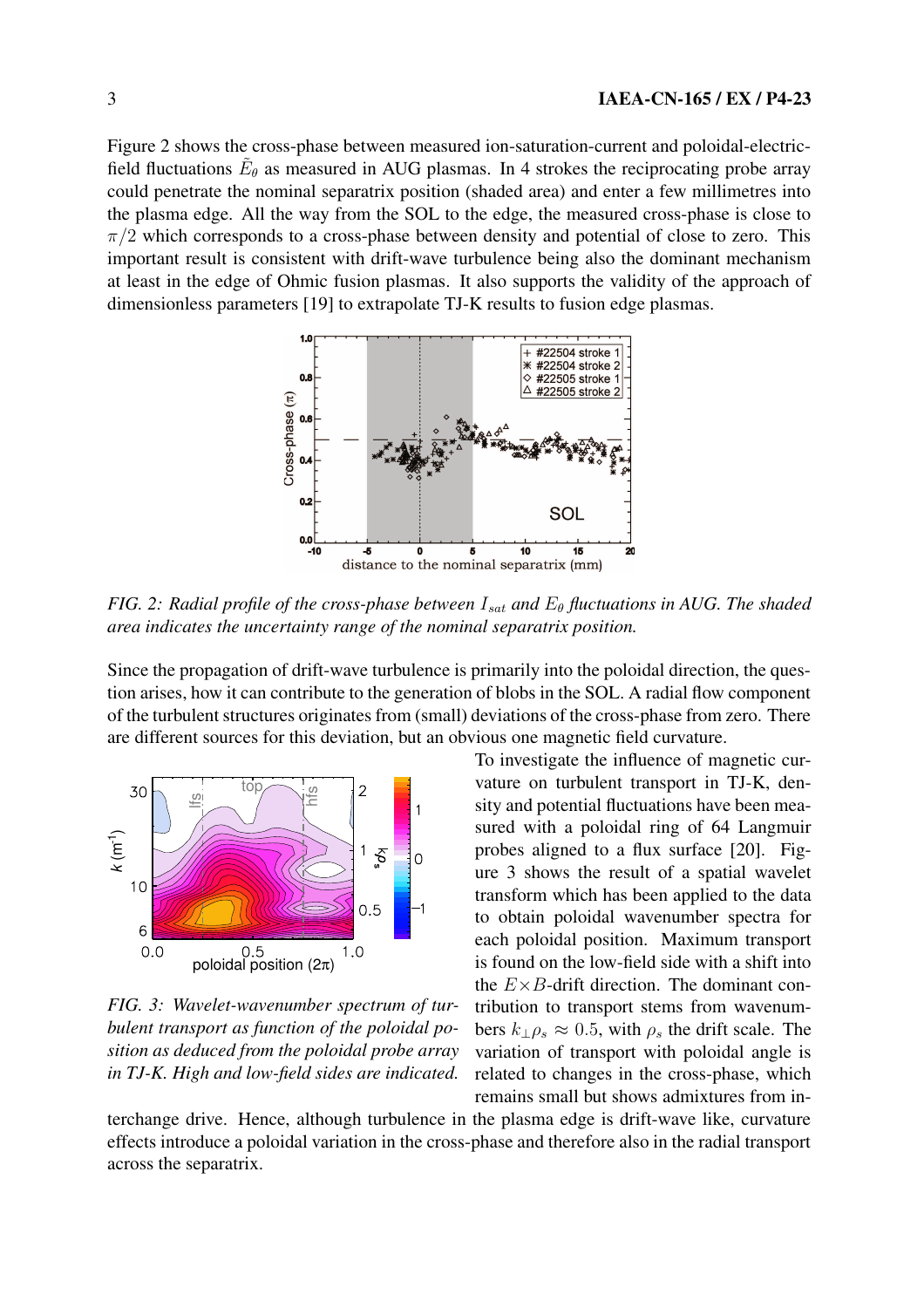Figure 2 shows the cross-phase between measured ion-saturation-current and poloidal-electric-field fluctuations $\tilde{E}_\theta$ as measured in AUG plasmas. In 4 strokes the reciprocating probe array could penetrate the nominal separatrix position (shaded area) and enter a few millimetres into the plasma edge. All the way from the SOL to the edge, the measured cross-phase is close to $\pi/2$ which corresponds to a cross-phase between density and potential of close to zero. This important result is consistent with drift-wave turbulence being also the dominant mechanism at least in the edge of Ohmic fusion plasmas. It also supports the validity of the approach of dimensionless parameters [19] to extrapolate TJ-K results to fusion edge plasmas.

*FIG. 2: Radial profile of the cross-phase between $I_{sat}$ and $E_\theta$ fluctuations in AUG. The shaded area indicates the uncertainty range of the nominal separatrix position.*

Since the propagation of drift-wave turbulence is primarily into the poloidal direction, the question arises, how it can contribute to the generation of blobs in the SOL. A radial flow component of the turbulent structures originates from (small) deviations of the cross-phase from zero. There are different sources for this deviation, but an obvious one magnetic field curvature.

To investigate the influence of magnetic curvature on turbulent transport in TJ-K, density and potential fluctuations have been measured with a poloidal ring of 64 Langmuir probes aligned to a flux surface [20]. Figure 3 shows the result of a spatial wavelet transform which has been applied to the data to obtain poloidal wavenumber spectra for each poloidal position. Maximum transport is found on the low-field side with a shift into the $E\times B$-drift direction. The dominant contribution to transport stems from wavenumbers $k_\perp \rho_s \approx 0.5$, with $\rho_s$ the drift scale. The variation of transport with poloidal angle is related to changes in the cross-phase, which remains small but shows admixtures from interchange drive. Hence, although turbulence in the plasma edge is drift-wave like, curvature effects introduce a poloidal variation in the cross-phase and therefore also in the radial transport across the separatrix.

*FIG. 3: Wavelet-wavenumber spectrum of turbulent transport as function of the poloidal position as deduced from the poloidal probe array in TJ-K. High and low-field sides are indicated.*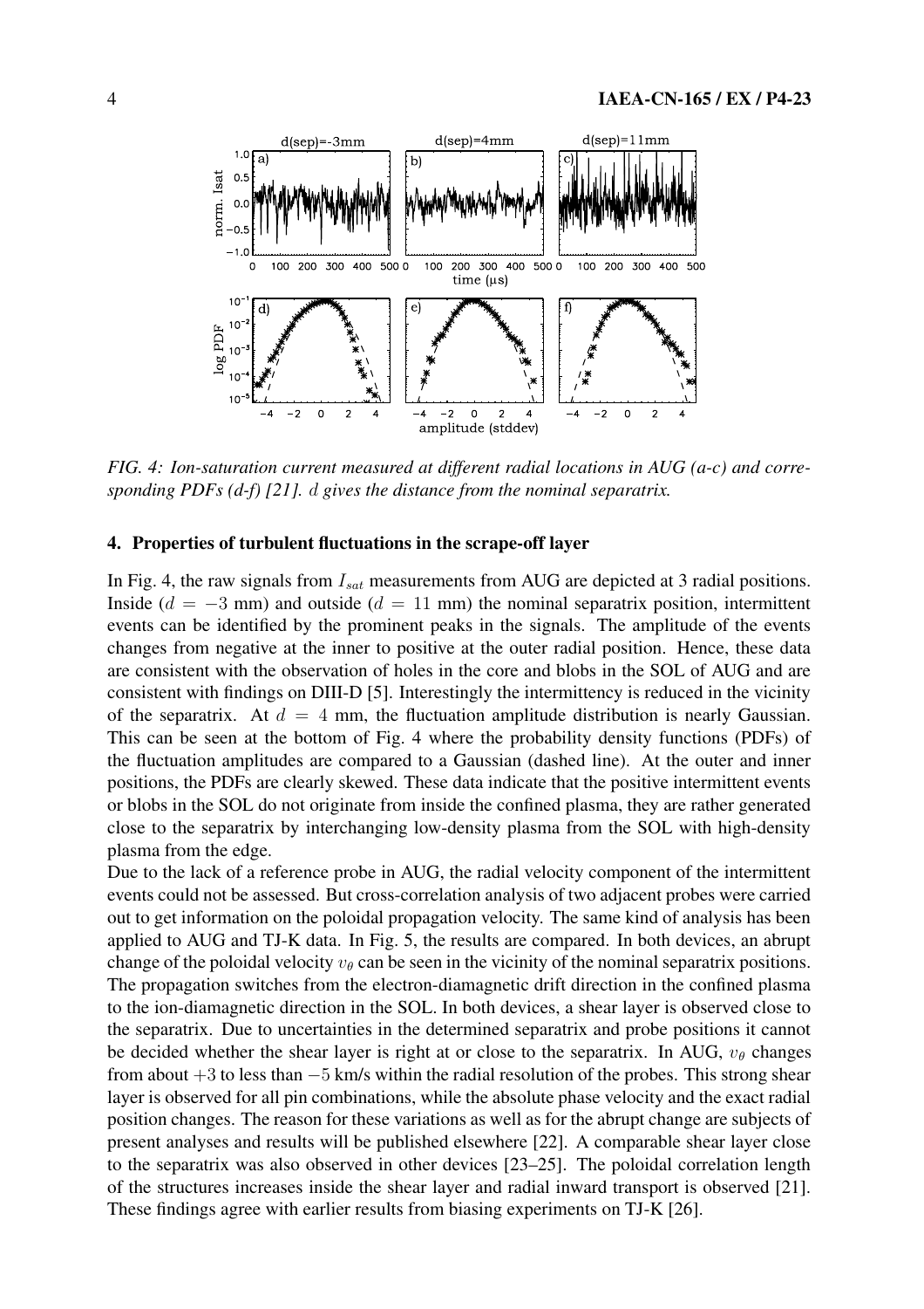*FIG. 4: Ion-saturation current measured at different radial locations in AUG (a-c) and corresponding PDFs (d-f) [21].* $d$ *gives the distance from the nominal separatrix.*

## 4. Properties of turbulent fluctuations in the scrape-off layer

In Fig. 4, the raw signals from $I_{sat}$ measurements from AUG are depicted at 3 radial positions. Inside ($d = -3$ mm) and outside ($d = 11$ mm) the nominal separatrix position, intermittent events can be identified by the prominent peaks in the signals. The amplitude of the events changes from negative at the inner to positive at the outer radial position. Hence, these data are consistent with the observation of holes in the core and blobs in the SOL of AUG and are consistent with findings on DIII-D [5]. Interestingly the intermittency is reduced in the vicinity of the separatrix. At $d = 4$ mm, the fluctuation amplitude distribution is nearly Gaussian. This can be seen at the bottom of Fig. 4 where the probability density functions (PDFs) of the fluctuation amplitudes are compared to a Gaussian (dashed line). At the outer and inner positions, the PDFs are clearly skewed. These data indicate that the positive intermittent events or blobs in the SOL do not originate from inside the confined plasma, they are rather generated close to the separatrix by interchanging low-density plasma from the SOL with high-density plasma from the edge.

Due to the lack of a reference probe in AUG, the radial velocity component of the intermittent events could not be assessed. But cross-correlation analysis of two adjacent probes were carried out to get information on the poloidal propagation velocity. The same kind of analysis has been applied to AUG and TJ-K data. In Fig. 5, the results are compared. In both devices, an abrupt change of the poloidal velocity $v_\theta$ can be seen in the vicinity of the nominal separatrix positions. The propagation switches from the electron-diamagnetic drift direction in the confined plasma to the ion-diamagnetic direction in the SOL. In both devices, a shear layer is observed close to the separatrix. Due to uncertainties in the determined separatrix and probe positions it cannot be decided whether the shear layer is right at or close to the separatrix. In AUG, $v_\theta$ changes from about $+3$ to less than $-5$ km/s within the radial resolution of the probes. This strong shear layer is observed for all pin combinations, while the absolute phase velocity and the exact radial position changes. The reason for these variations as well as for the abrupt change are subjects of present analyses and results will be published elsewhere [22]. A comparable shear layer close to the separatrix was also observed in other devices [23–25]. The poloidal correlation length of the structures increases inside the shear layer and radial inward transport is observed [21]. These findings agree with earlier results from biasing experiments on TJ-K [26].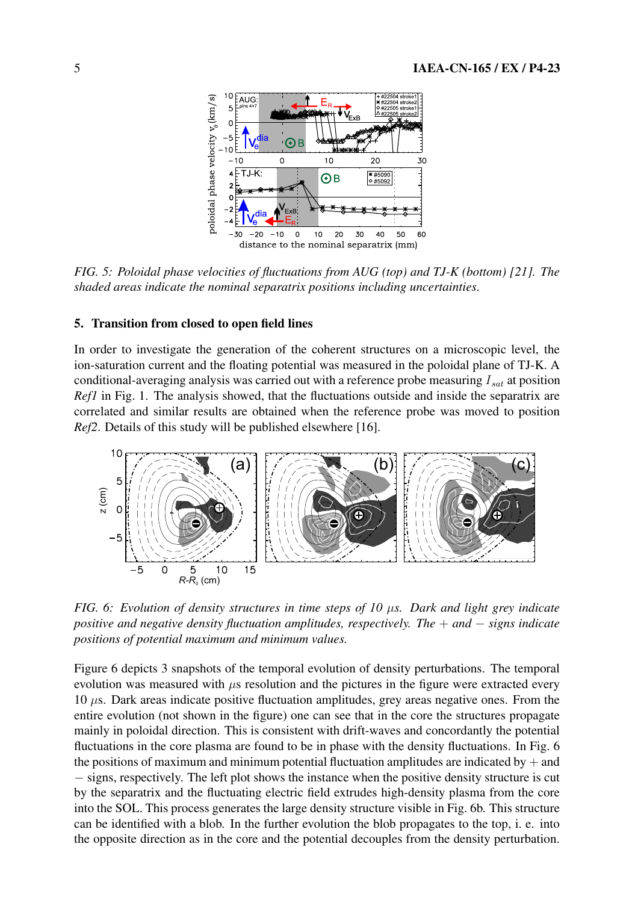*FIG. 5: Poloidal phase velocities of fluctuations from AUG (top) and TJ-K (bottom) [21]. The shaded areas indicate the nominal separatrix positions including uncertainties.*

## 5. Transition from closed to open field lines

In order to investigate the generation of the coherent structures on a microscopic level, the ion-saturation current and the floating potential was measured in the poloidal plane of TJ-K. A conditional-averaging analysis was carried out with a reference probe measuring $I_{sat}$ at position *Ref1* in Fig. 1. The analysis showed, that the fluctuations outside and inside the separatrix are correlated and similar results are obtained when the reference probe was moved to position *Ref2*. Details of this study will be published elsewhere [16].

*FIG. 6: Evolution of density structures in time steps of 10 $\mu$s. Dark and light grey indicate positive and negative density fluctuation amplitudes, respectively. The $+$ and $-$ signs indicate positions of potential maximum and minimum values.*

Figure 6 depicts 3 snapshots of the temporal evolution of density perturbations. The temporal evolution was measured with $\mu$s resolution and the pictures in the figure were extracted every 10 $\mu$s. Dark areas indicate positive fluctuation amplitudes, grey areas negative ones. From the entire evolution (not shown in the figure) one can see that in the core the structures propagate mainly in poloidal direction. This is consistent with drift-waves and concordantly the potential fluctuations in the core plasma are found to be in phase with the density fluctuations. In Fig. 6 the positions of maximum and minimum potential fluctuation amplitudes are indicated by $+$ and $-$ signs, respectively. The left plot shows the instance when the positive density structure is cut by the separatrix and the fluctuating electric field extrudes high-density plasma from the core into the SOL. This process generates the large density structure visible in Fig. 6b. This structure can be identified with a blob. In the further evolution the blob propagates to the top, i. e. into the opposite direction as in the core and the potential decouples from the density perturbation.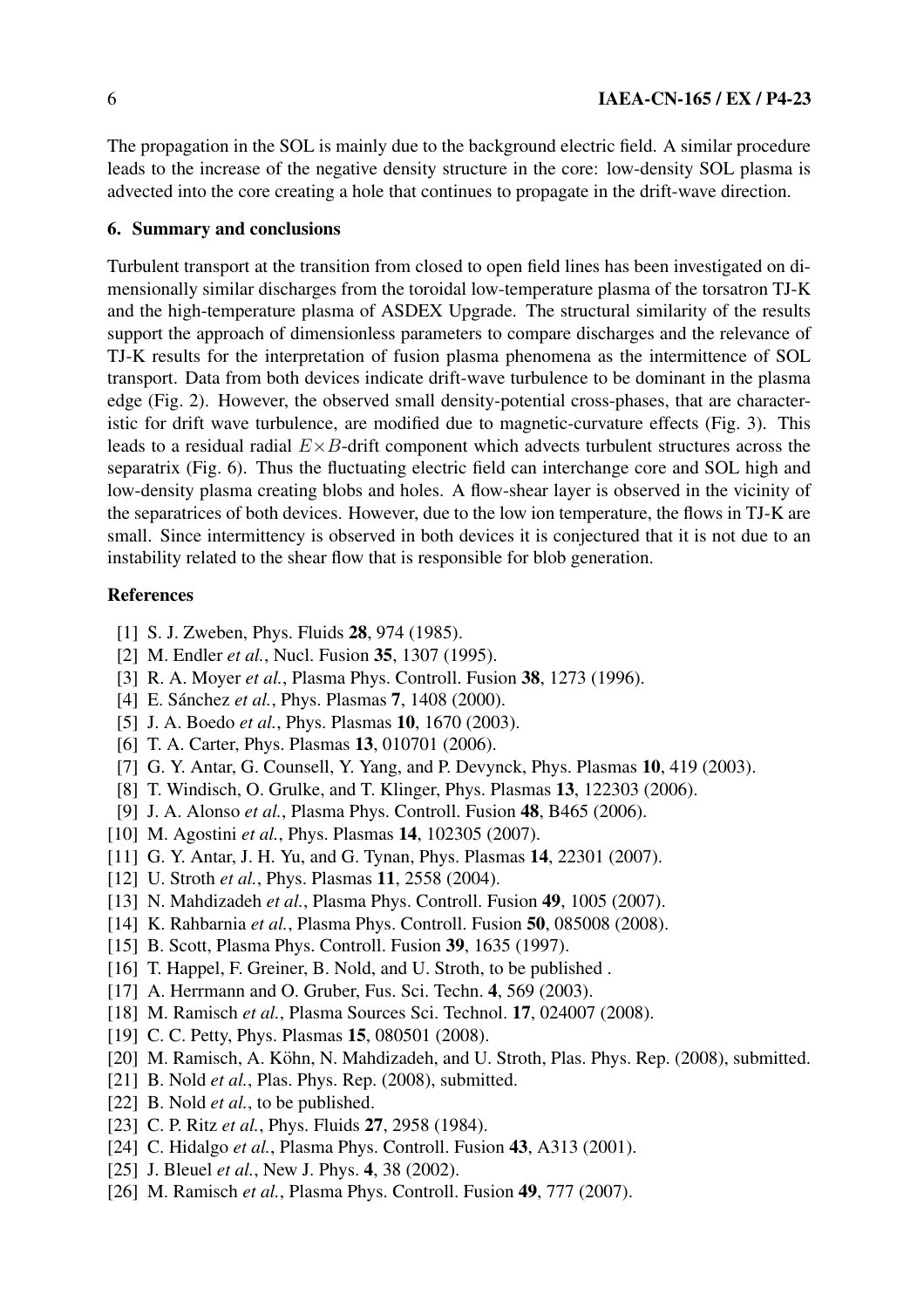The propagation in the SOL is mainly due to the background electric field. A similar procedure leads to the increase of the negative density structure in the core: low-density SOL plasma is advected into the core creating a hole that continues to propagate in the drift-wave direction.

## 6. Summary and conclusions

Turbulent transport at the transition from closed to open field lines has been investigated on dimensionally similar discharges from the toroidal low-temperature plasma of the torsatron TJ-K and the high-temperature plasma of ASDEX Upgrade. The structural similarity of the results support the approach of dimensionless parameters to compare discharges and the relevance of TJ-K results for the interpretation of fusion plasma phenomena as the intermittence of SOL transport. Data from both devices indicate drift-wave turbulence to be dominant in the plasma edge (Fig. 2). However, the observed small density-potential cross-phases, that are characteristic for drift wave turbulence, are modified due to magnetic-curvature effects (Fig. 3). This leads to a residual radial $E \times B$-drift component which advects turbulent structures across the separatrix (Fig. 6). Thus the fluctuating electric field can interchange core and SOL high and low-density plasma creating blobs and holes. A flow-shear layer is observed in the vicinity of the separatrices of both devices. However, due to the low ion temperature, the flows in TJ-K are small. Since intermittency is observed in both devices it is conjectured that it is not due to an instability related to the shear flow that is responsible for blob generation.

## References

[1] S. J. Zweben, Phys. Fluids **28**, 974 (1985).

[2] M. Endler *et al.*, Nucl. Fusion **35**, 1307 (1995).

[3] R. A. Moyer *et al.*, Plasma Phys. Controll. Fusion **38**, 1273 (1996).

[4] E. Sánchez *et al.*, Phys. Plasmas **7**, 1408 (2000).

[5] J. A. Boedo *et al.*, Phys. Plasmas **10**, 1670 (2003).

[6] T. A. Carter, Phys. Plasmas **13**, 010701 (2006).

[7] G. Y. Antar, G. Counsell, Y. Yang, and P. Devynck, Phys. Plasmas **10**, 419 (2003).

[8] T. Windisch, O. Grulke, and T. Klinger, Phys. Plasmas **13**, 122303 (2006).

[9] J. A. Alonso *et al.*, Plasma Phys. Controll. Fusion **48**, B465 (2006).

[10] M. Agostini *et al.*, Phys. Plasmas **14**, 102305 (2007).

[11] G. Y. Antar, J. H. Yu, and G. Tynan, Phys. Plasmas **14**, 22301 (2007).

[12] U. Stroth *et al.*, Phys. Plasmas **11**, 2558 (2004).

[13] N. Mahdizadeh *et al.*, Plasma Phys. Controll. Fusion **49**, 1005 (2007).

[14] K. Rahbarnia *et al.*, Plasma Phys. Controll. Fusion **50**, 085008 (2008).

[15] B. Scott, Plasma Phys. Controll. Fusion **39**, 1635 (1997).

[16] T. Happel, F. Greiner, B. Nold, and U. Stroth, to be published .

[17] A. Herrmann and O. Gruber, Fus. Sci. Techn. **4**, 569 (2003).

[18] M. Ramisch *et al.*, Plasma Sources Sci. Technol. **17**, 024007 (2008).

[19] C. C. Petty, Phys. Plasmas **15**, 080501 (2008).

[20] M. Ramisch, A. Köhn, N. Mahdizadeh, and U. Stroth, Plas. Phys. Rep. (2008), submitted.

[21] B. Nold *et al.*, Plas. Phys. Rep. (2008), submitted.

[22] B. Nold *et al.*, to be published.

[23] C. P. Ritz *et al.*, Phys. Fluids **27**, 2958 (1984).

[24] C. Hidalgo *et al.*, Plasma Phys. Controll. Fusion **43**, A313 (2001).

[25] J. Bleuel *et al.*, New J. Phys. **4**, 38 (2002).

[26] M. Ramisch *et al.*, Plasma Phys. Controll. Fusion **49**, 777 (2007).